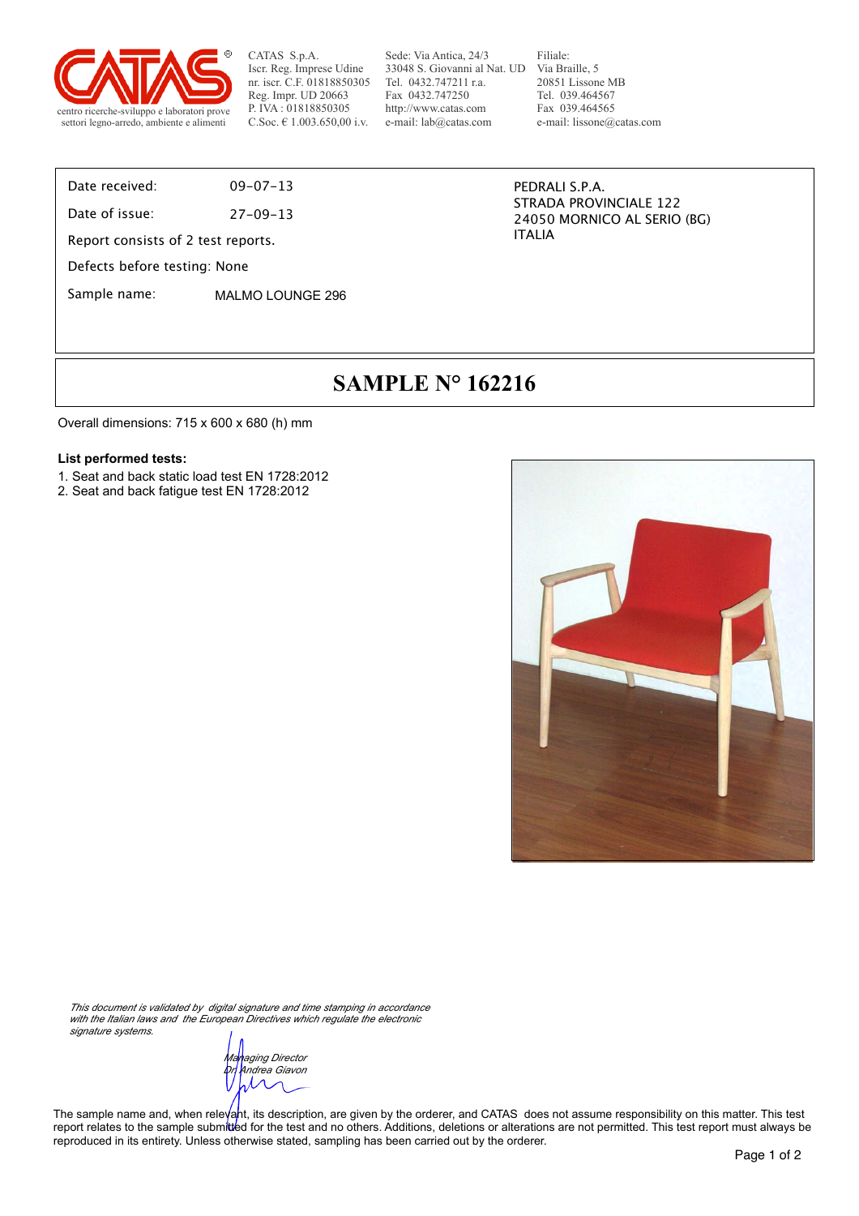CATAS S.p.A.
Iscr. Reg. Imprese Udine
nr. iscr. C.F. 01818850305
Reg. Impr. UD 20663
P. IVA : 01818850305
C.Soc. € 1.003.650,00 i.v.

Sede: Via Antica, 24/3
33048 S. Giovanni al Nat. UD
Tel. 0432.747211 r.a.
Fax 0432.747250
http://www.catas.com
e-mail: lab@catas.com

Filiale:
Via Braille, 5
20851 Lissone MB
Tel. 039.464567
Fax 039.464565
e-mail: lissone@catas.com

centro ricerche-sviluppo e laboratori prove
settori legno-arredo, ambiente e alimenti

| | |
|---|---|
| Date received: | 09-07-13 |
| Date of issue: | 27-09-13 |

Report consists of 2 test reports.

Defects before testing: None

Sample name: MALMO LOUNGE 296

PEDRALI S.P.A.
STRADA PROVINCIALE 122
24050 MORNICO AL SERIO (BG)
ITALIA

# SAMPLE N° 162216

Overall dimensions: 715 x 600 x 680 (h) mm

**List performed tests:**

1. Seat and back static load test EN 1728:2012
2. Seat and back fatigue test EN 1728:2012

*This document is validated by digital signature and time stamping in accordance with the Italian laws and the European Directives which regulate the electronic signature systems.*

*Managing Director*
*Dr. Andrea Giavon*

The sample name and, when relevant, its description, are given by the orderer, and CATAS does not assume responsibility on this matter. This test report relates to the sample submitted for the test and no others. Additions, deletions or alterations are not permitted. This test report must always be reproduced in its entirety. Unless otherwise stated, sampling has been carried out by the orderer.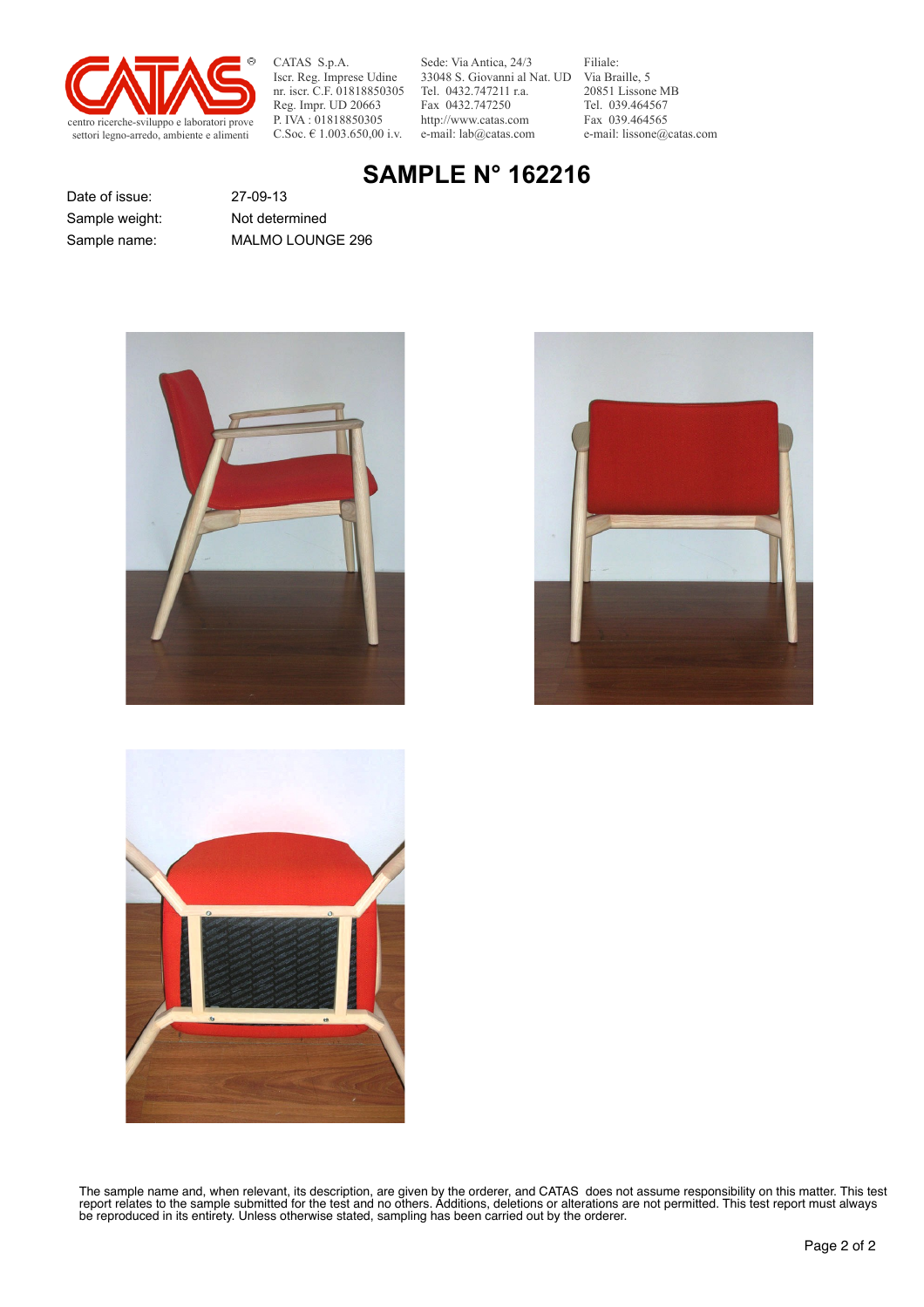CATAS S.p.A.
Iscr. Reg. Imprese Udine
nr. iscr. C.F. 01818850305
Reg. Impr. UD 20663
P. IVA : 01818850305
C.Soc. € 1.003.650,00 i.v.

Sede: Via Antica, 24/3
33048 S. Giovanni al Nat. UD
Tel. 0432.747211 r.a.
Fax 0432.747250
http://www.catas.com
e-mail: lab@catas.com

Filiale:
Via Braille, 5
20851 Lissone MB
Tel. 039.464567
Fax 039.464565
e-mail: lissone@catas.com

centro ricerche-sviluppo e laboratori prove
settori legno-arredo, ambiente e alimenti

# SAMPLE N° 162216

| | |
|---|---|
| Date of issue: | 27-09-13 |
| Sample weight: | Not determined |
| Sample name: | MALMO LOUNGE 296 |

The sample name and, when relevant, its description, are given by the orderer, and CATAS does not assume responsibility on this matter. This test report relates to the sample submitted for the test and no others. Additions, deletions or alterations are not permitted. This test report must always be reproduced in its entirety. Unless otherwise stated, sampling has been carried out by the orderer.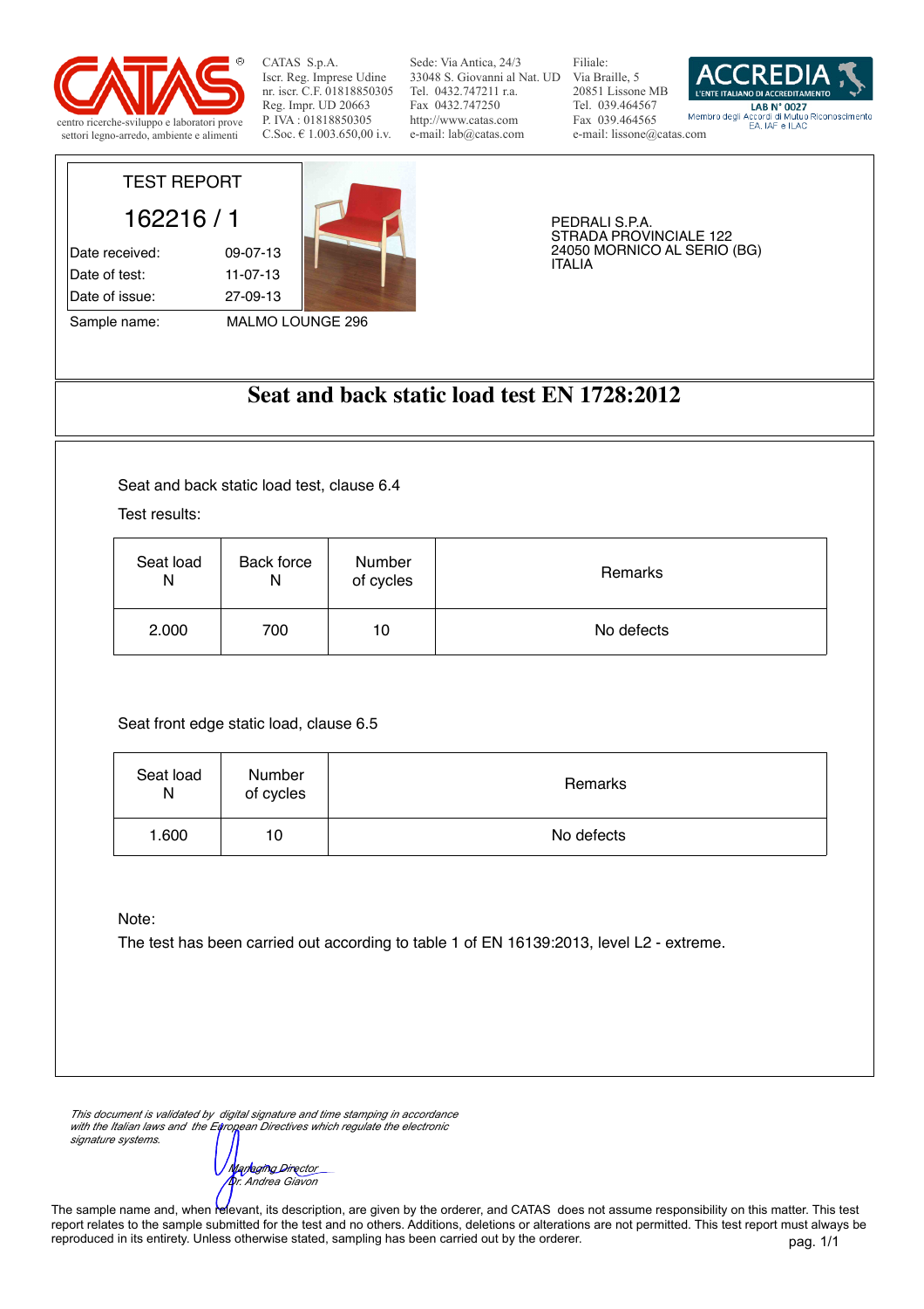CATAS S.p.A.
Iscr. Reg. Imprese Udine
nr. iscr. C.F. 01818850305
Reg. Impr. UD 20663
P. IVA : 01818850305
C.Soc. € 1.003.650,00 i.v.

Sede: Via Antica, 24/3
33048 S. Giovanni al Nat. UD
Tel. 0432.747211 r.a.
Fax 0432.747250
http://www.catas.com
e-mail: lab@catas.com

Filiale:
Via Braille, 5
20851 Lissone MB
Tel. 039.464567
Fax 039.464565
e-mail: lissone@catas.com

centro ricerche-sviluppo e laboratori prove
settori legno-arredo, ambiente e alimenti

ACCREDIA
L'ENTE ITALIANO DI ACCREDITAMENTO
LAB N° 0027
Membro degli Accordi di Mutuo Riconoscimento EA, IAF e ILAC

TEST REPORT

162216 / 1

| | |
|---|---|
| Date received: | 09-07-13 |
| Date of test: | 11-07-13 |
| Date of issue: | 27-09-13 |
| Sample name: | MALMO LOUNGE 296 |

PEDRALI S.P.A.
STRADA PROVINCIALE 122
24050 MORNICO AL SERIO (BG)
ITALIA

# Seat and back static load test EN 1728:2012

Seat and back static load test, clause 6.4

Test results:

| Seat load N | Back force N | Number of cycles | Remarks |
|---|---|---|---|
| 2.000 | 700 | 10 | No defects |

Seat front edge static load, clause 6.5

| Seat load N | Number of cycles | Remarks |
|---|---|---|
| 1.600 | 10 | No defects |

Note:
The test has been carried out according to table 1 of EN 16139:2013, level L2 - extreme.

*This document is validated by digital signature and time stamping in accordance with the Italian laws and the European Directives which regulate the electronic signature systems.*

*Managing Director*
*Dr. Andrea Giavon*

The sample name and, when relevant, its description, are given by the orderer, and CATAS does not assume responsibility on this matter. This test report relates to the sample submitted for the test and no others. Additions, deletions or alterations are not permitted. This test report must always be reproduced in its entirety. Unless otherwise stated, sampling has been carried out by the orderer.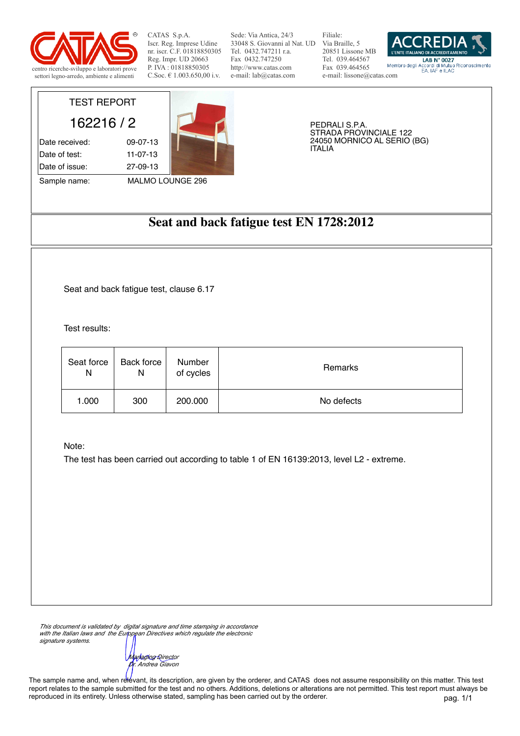CATAS S.p.A.
Iscr. Reg. Imprese Udine
nr. iscr. C.F. 01818850305
Reg. Impr. UD 20663
P. IVA : 01818850305
C.Soc. € 1.003.650,00 i.v.

Sede: Via Antica, 24/3
33048 S. Giovanni al Nat. UD
Tel. 0432.747211 r.a.
Fax 0432.747250
http://www.catas.com
e-mail: lab@catas.com

Filiale:
Via Braille, 5
20851 Lissone MB
Tel. 039.464567
Fax 039.464565
e-mail: lissone@catas.com

centro ricerche-sviluppo e laboratori prove
settori legno-arredo, ambiente e alimenti

ACCREDIA
L'ENTE ITALIANO DI ACCREDITAMENTO
LAB N° 0027
Membro degli Accordi di Mutuo Riconoscimento EA, IAF e ILAC

TEST REPORT

162216 / 2

| | |
|---|---|
| Date received: | 09-07-13 |
| Date of test: | 11-07-13 |
| Date of issue: | 27-09-13 |
| Sample name: | MALMO LOUNGE 296 |

PEDRALI S.P.A.
STRADA PROVINCIALE 122
24050 MORNICO AL SERIO (BG)
ITALIA

# Seat and back fatigue test EN 1728:2012

Seat and back fatigue test, clause 6.17

Test results:

| Seat force N | Back force N | Number of cycles | Remarks |
|---|---|---|---|
| 1.000 | 300 | 200.000 | No defects |

Note:
The test has been carried out according to table 1 of EN 16139:2013, level L2 - extreme.

*This document is validated by digital signature and time stamping in accordance with the Italian laws and the European Directives which regulate the electronic signature systems.*

*Managing Director*
*Dr. Andrea Giavon*

The sample name and, when relevant, its description, are given by the orderer, and CATAS does not assume responsibility on this matter. This test report relates to the sample submitted for the test and no others. Additions, deletions or alterations are not permitted. This test report must always be reproduced in its entirety. Unless otherwise stated, sampling has been carried out by the orderer.